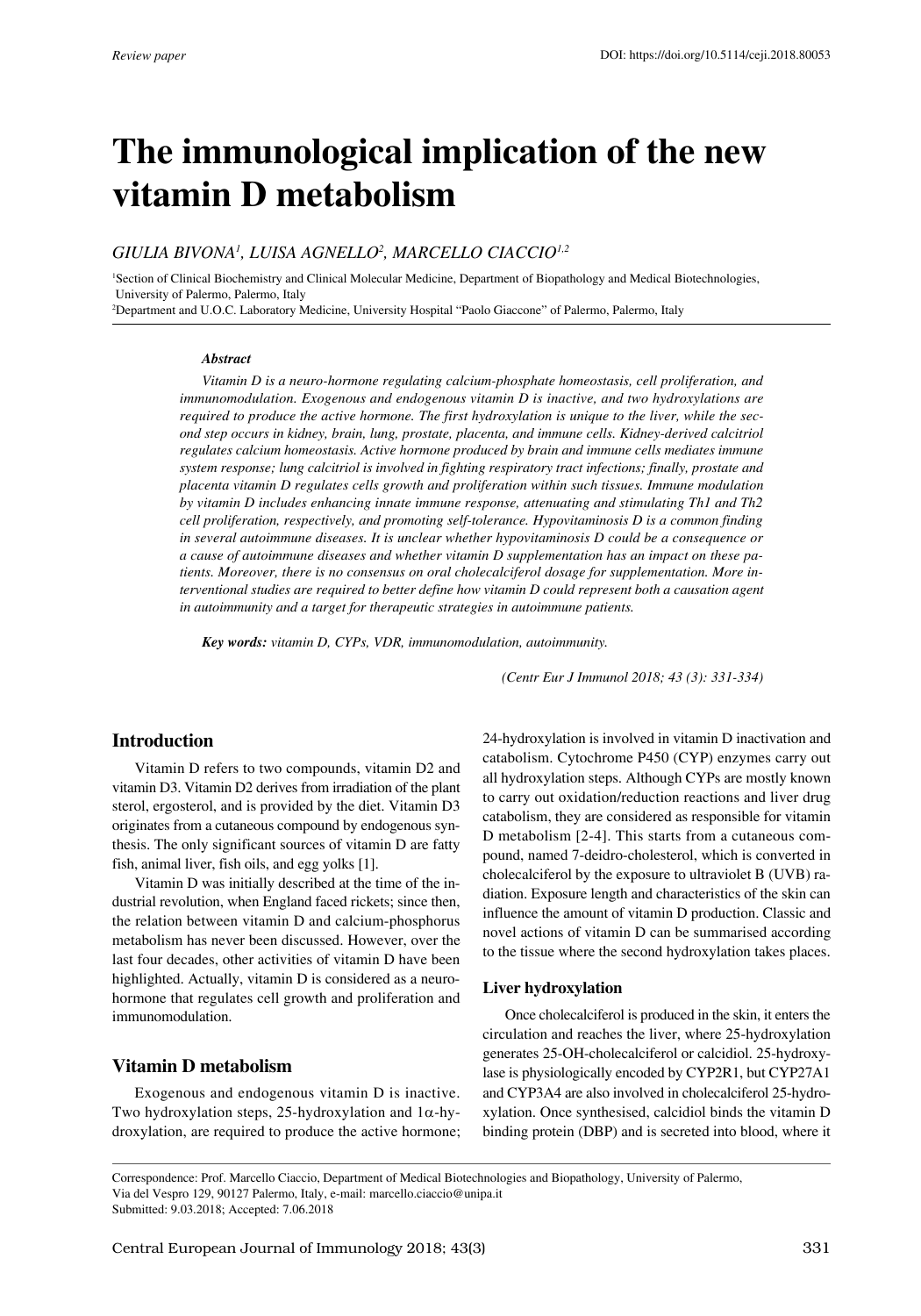Review paper

DOI: https://doi.org/10.5114/ceji.2018.80053

# The immunological implication of the new vitamin D metabolism

*GIULIA BIVONA[1], LUISA AGNELLO[2], MARCELLO CIACCIO[1,2]*

[1]Section of Clinical Biochemistry and Clinical Molecular Medicine, Department of Biopathology and Medical Biotechnologies, University of Palermo, Palermo, Italy
[2]Department and U.O.C. Laboratory Medicine, University Hospital "Paolo Giaccone" of Palermo, Palermo, Italy

***Abstract***

*Vitamin D is a neuro-hormone regulating calcium-phosphate homeostasis, cell proliferation, and immunomodulation. Exogenous and endogenous vitamin D is inactive, and two hydroxylations are required to produce the active hormone. The first hydroxylation is unique to the liver, while the second step occurs in kidney, brain, lung, prostate, placenta, and immune cells. Kidney-derived calcitriol regulates calcium homeostasis. Active hormone produced by brain and immune cells mediates immune system response; lung calcitriol is involved in fighting respiratory tract infections; finally, prostate and placenta vitamin D regulates cells growth and proliferation within such tissues. Immune modulation by vitamin D includes enhancing innate immune response, attenuating and stimulating Th1 and Th2 cell proliferation, respectively, and promoting self-tolerance. Hypovitaminosis D is a common finding in several autoimmune diseases. It is unclear whether hypovitaminosis D could be a consequence or a cause of autoimmune diseases and whether vitamin D supplementation has an impact on these patients. Moreover, there is no consensus on oral cholecalciferol dosage for supplementation. More interventional studies are required to better define how vitamin D could represent both a causation agent in autoimmunity and a target for therapeutic strategies in autoimmune patients.*

***Key words:*** *vitamin D, CYPs, VDR, immunomodulation, autoimmunity.*

*(Centr Eur J Immunol 2018; 43 (3): 331-334)*

## Introduction

Vitamin D refers to two compounds, vitamin D2 and vitamin D3. Vitamin D2 derives from irradiation of the plant sterol, ergosterol, and is provided by the diet. Vitamin D3 originates from a cutaneous compound by endogenous synthesis. The only significant sources of vitamin D are fatty fish, animal liver, fish oils, and egg yolks [1].

Vitamin D was initially described at the time of the industrial revolution, when England faced rickets; since then, the relation between vitamin D and calcium-phosphorus metabolism has never been discussed. However, over the last four decades, other activities of vitamin D have been highlighted. Actually, vitamin D is considered as a neuro-hormone that regulates cell growth and proliferation and immunomodulation.

## Vitamin D metabolism

Exogenous and endogenous vitamin D is inactive. Two hydroxylation steps, 25-hydroxylation and 1α-hydroxylation, are required to produce the active hormone; 24-hydroxylation is involved in vitamin D inactivation and catabolism. Cytochrome P450 (CYP) enzymes carry out all hydroxylation steps. Although CYPs are mostly known to carry out oxidation/reduction reactions and liver drug catabolism, they are considered as responsible for vitamin D metabolism [2-4]. This starts from a cutaneous compound, named 7-deidro-cholesterol, which is converted in cholecalciferol by the exposure to ultraviolet B (UVB) radiation. Exposure length and characteristics of the skin can influence the amount of vitamin D production. Classic and novel actions of vitamin D can be summarised according to the tissue where the second hydroxylation takes places.

### Liver hydroxylation

Once cholecalciferol is produced in the skin, it enters the circulation and reaches the liver, where 25-hydroxylation generates 25-OH-cholecalciferol or calcidiol. 25-hydroxylase is physiologically encoded by CYP2R1, but CYP27A1 and CYP3A4 are also involved in cholecalciferol 25-hydroxylation. Once synthesised, calcidiol binds the vitamin D binding protein (DBP) and is secreted into blood, where it

Correspondence: Prof. Marcello Ciaccio, Department of Medical Biotechnologies and Biopathology, University of Palermo, Via del Vespro 129, 90127 Palermo, Italy, e-mail: marcello.ciaccio@unipa.it
Submitted: 9.03.2018; Accepted: 7.06.2018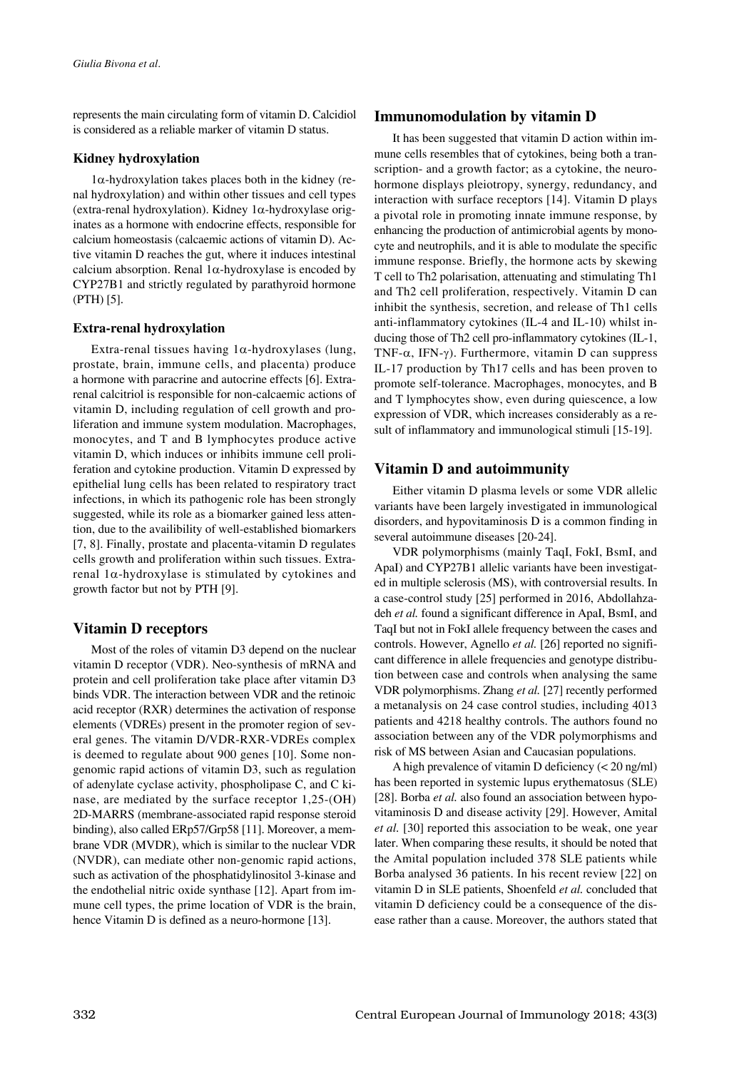represents the main circulating form of vitamin D. Calcidiol is considered as a reliable marker of vitamin D status.

### Kidney hydroxylation

1α-hydroxylation takes places both in the kidney (renal hydroxylation) and within other tissues and cell types (extra-renal hydroxylation). Kidney 1α-hydroxylase originates as a hormone with endocrine effects, responsible for calcium homeostasis (calcaemic actions of vitamin D). Active vitamin D reaches the gut, where it induces intestinal calcium absorption. Renal 1α-hydroxylase is encoded by CYP27B1 and strictly regulated by parathyroid hormone (PTH) [5].

### Extra-renal hydroxylation

Extra-renal tissues having 1α-hydroxylases (lung, prostate, brain, immune cells, and placenta) produce a hormone with paracrine and autocrine effects [6]. Extra-renal calcitriol is responsible for non-calcaemic actions of vitamin D, including regulation of cell growth and proliferation and immune system modulation. Macrophages, monocytes, and T and B lymphocytes produce active vitamin D, which induces or inhibits immune cell proliferation and cytokine production. Vitamin D expressed by epithelial lung cells has been related to respiratory tract infections, in which its pathogenic role has been strongly suggested, while its role as a biomarker gained less attention, due to the availibility of well-established biomarkers [7, 8]. Finally, prostate and placenta-vitamin D regulates cells growth and proliferation within such tissues. Extra-renal 1α-hydroxylase is stimulated by cytokines and growth factor but not by PTH [9].

## Vitamin D receptors

Most of the roles of vitamin D3 depend on the nuclear vitamin D receptor (VDR). Neo-synthesis of mRNA and protein and cell proliferation take place after vitamin D3 binds VDR. The interaction between VDR and the retinoic acid receptor (RXR) determines the activation of response elements (VDREs) present in the promoter region of several genes. The vitamin D/VDR-RXR-VDREs complex is deemed to regulate about 900 genes [10]. Some non-genomic rapid actions of vitamin D3, such as regulation of adenylate cyclase activity, phospholipase C, and C kinase, are mediated by the surface receptor 1,25-(OH) 2D-MARRS (membrane-associated rapid response steroid binding), also called ERp57/Grp58 [11]. Moreover, a membrane VDR (MVDR), which is similar to the nuclear VDR (NVDR), can mediate other non-genomic rapid actions, such as activation of the phosphatidylinositol 3-kinase and the endothelial nitric oxide synthase [12]. Apart from immune cell types, the prime location of VDR is the brain, hence Vitamin D is defined as a neuro-hormone [13].

## Immunomodulation by vitamin D

It has been suggested that vitamin D action within immune cells resembles that of cytokines, being both a transcription- and a growth factor; as a cytokine, the neurohormone displays pleiotropy, synergy, redundancy, and interaction with surface receptors [14]. Vitamin D plays a pivotal role in promoting innate immune response, by enhancing the production of antimicrobial agents by monocyte and neutrophils, and it is able to modulate the specific immune response. Briefly, the hormone acts by skewing T cell to Th2 polarisation, attenuating and stimulating Th1 and Th2 cell proliferation, respectively. Vitamin D can inhibit the synthesis, secretion, and release of Th1 cells anti-inflammatory cytokines (IL-4 and IL-10) whilst inducing those of Th2 cell pro-inflammatory cytokines (IL-1, TNF-α, IFN-γ). Furthermore, vitamin D can suppress IL-17 production by Th17 cells and has been proven to promote self-tolerance. Macrophages, monocytes, and B and T lymphocytes show, even during quiescence, a low expression of VDR, which increases considerably as a result of inflammatory and immunological stimuli [15-19].

## Vitamin D and autoimmunity

Either vitamin D plasma levels or some VDR allelic variants have been largely investigated in immunological disorders, and hypovitaminosis D is a common finding in several autoimmune diseases [20-24].

VDR polymorphisms (mainly TaqI, FokI, BsmI, and ApaI) and CYP27B1 allelic variants have been investigated in multiple sclerosis (MS), with controversial results. In a case-control study [25] performed in 2016, Abdollahzadeh *et al.* found a significant difference in ApaI, BsmI, and TaqI but not in FokI allele frequency between the cases and controls. However, Agnello *et al.* [26] reported no significant difference in allele frequencies and genotype distribution between case and controls when analysing the same VDR polymorphisms. Zhang *et al.* [27] recently performed a metanalysis on 24 case control studies, including 4013 patients and 4218 healthy controls. The authors found no association between any of the VDR polymorphisms and risk of MS between Asian and Caucasian populations.

A high prevalence of vitamin D deficiency (< 20 ng/ml) has been reported in systemic lupus erythematosus (SLE) [28]. Borba *et al.* also found an association between hypovitaminosis D and disease activity [29]. However, Amital *et al.* [30] reported this association to be weak, one year later. When comparing these results, it should be noted that the Amital population included 378 SLE patients while Borba analysed 36 patients. In his recent review [22] on vitamin D in SLE patients, Shoenfeld *et al.* concluded that vitamin D deficiency could be a consequence of the disease rather than a cause. Moreover, the authors stated that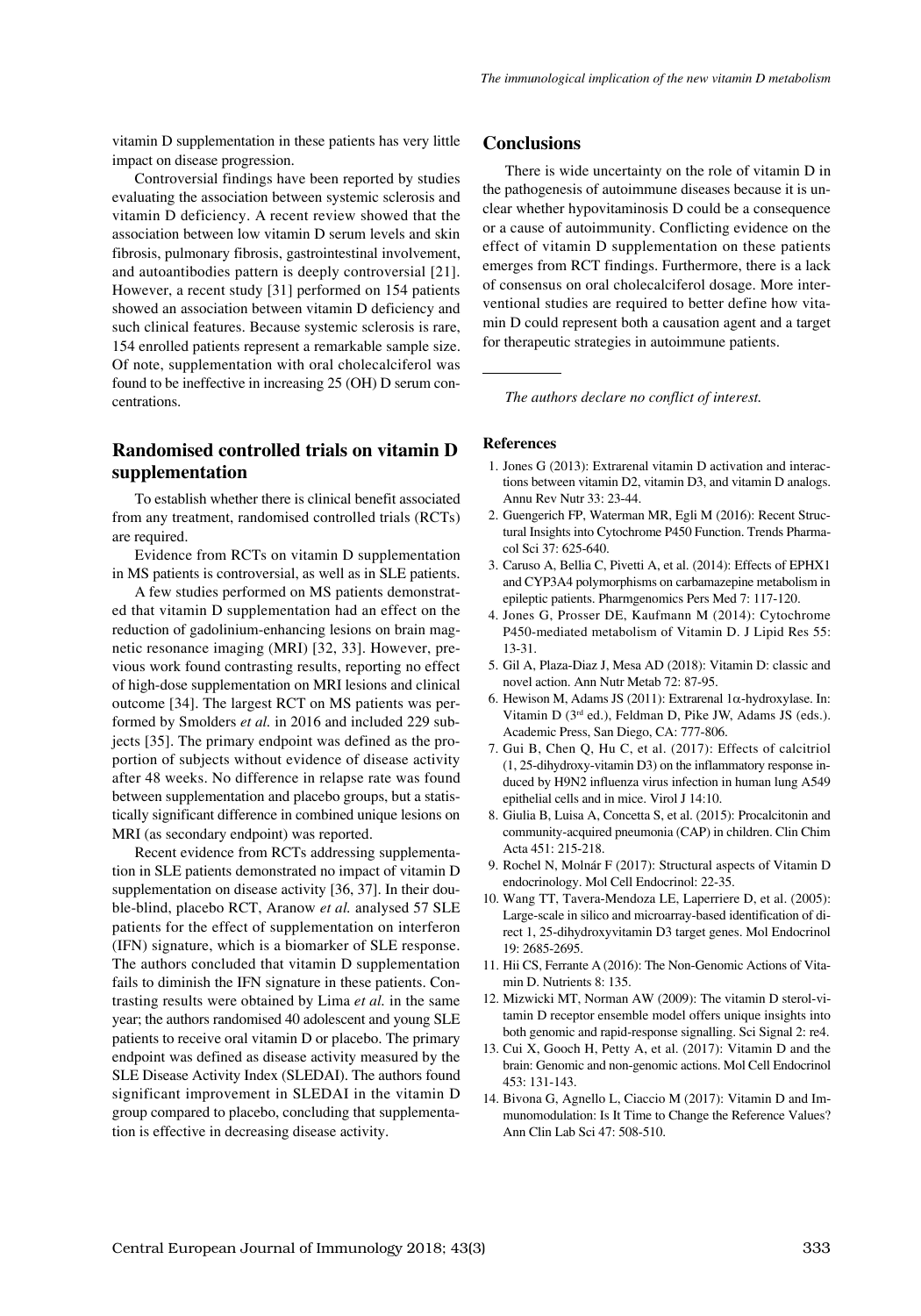vitamin D supplementation in these patients has very little impact on disease progression.

Controversial findings have been reported by studies evaluating the association between systemic sclerosis and vitamin D deficiency. A recent review showed that the association between low vitamin D serum levels and skin fibrosis, pulmonary fibrosis, gastrointestinal involvement, and autoantibodies pattern is deeply controversial [21]. However, a recent study [31] performed on 154 patients showed an association between vitamin D deficiency and such clinical features. Because systemic sclerosis is rare, 154 enrolled patients represent a remarkable sample size. Of note, supplementation with oral cholecalciferol was found to be ineffective in increasing 25 (OH) D serum concentrations.

## Randomised controlled trials on vitamin D supplementation

To establish whether there is clinical benefit associated from any treatment, randomised controlled trials (RCTs) are required.

Evidence from RCTs on vitamin D supplementation in MS patients is controversial, as well as in SLE patients.

A few studies performed on MS patients demonstrated that vitamin D supplementation had an effect on the reduction of gadolinium-enhancing lesions on brain magnetic resonance imaging (MRI) [32, 33]. However, previous work found contrasting results, reporting no effect of high-dose supplementation on MRI lesions and clinical outcome [34]. The largest RCT on MS patients was performed by Smolders *et al.* in 2016 and included 229 subjects [35]. The primary endpoint was defined as the proportion of subjects without evidence of disease activity after 48 weeks. No difference in relapse rate was found between supplementation and placebo groups, but a statistically significant difference in combined unique lesions on MRI (as secondary endpoint) was reported.

Recent evidence from RCTs addressing supplementation in SLE patients demonstrated no impact of vitamin D supplementation on disease activity [36, 37]. In their double-blind, placebo RCT, Aranow *et al.* analysed 57 SLE patients for the effect of supplementation on interferon (IFN) signature, which is a biomarker of SLE response. The authors concluded that vitamin D supplementation fails to diminish the IFN signature in these patients. Contrasting results were obtained by Lima *et al.* in the same year; the authors randomised 40 adolescent and young SLE patients to receive oral vitamin D or placebo. The primary endpoint was defined as disease activity measured by the SLE Disease Activity Index (SLEDAI). The authors found significant improvement in SLEDAI in the vitamin D group compared to placebo, concluding that supplementation is effective in decreasing disease activity.

## Conclusions

There is wide uncertainty on the role of vitamin D in the pathogenesis of autoimmune diseases because it is unclear whether hypovitaminosis D could be a consequence or a cause of autoimmunity. Conflicting evidence on the effect of vitamin D supplementation on these patients emerges from RCT findings. Furthermore, there is a lack of consensus on oral cholecalciferol dosage. More interventional studies are required to better define how vitamin D could represent both a causation agent and a target for therapeutic strategies in autoimmune patients.

---

*The authors declare no conflict of interest.*

### References

1. Jones G (2013): Extrarenal vitamin D activation and interactions between vitamin D2, vitamin D3, and vitamin D analogs. Annu Rev Nutr 33: 23-44.
2. Guengerich FP, Waterman MR, Egli M (2016): Recent Structural Insights into Cytochrome P450 Function. Trends Pharmacol Sci 37: 625-640.
3. Caruso A, Bellia C, Pivetti A, et al. (2014): Effects of EPHX1 and CYP3A4 polymorphisms on carbamazepine metabolism in epileptic patients. Pharmgenomics Pers Med 7: 117-120.
4. Jones G, Prosser DE, Kaufmann M (2014): Cytochrome P450-mediated metabolism of Vitamin D. J Lipid Res 55: 13-31.
5. Gil A, Plaza-Diaz J, Mesa AD (2018): Vitamin D: classic and novel action. Ann Nutr Metab 72: 87-95.
6. Hewison M, Adams JS (2011): Extrarenal 1α-hydroxylase. In: Vitamin D (3rd ed.), Feldman D, Pike JW, Adams JS (eds.). Academic Press, San Diego, CA: 777-806.
7. Gui B, Chen Q, Hu C, et al. (2017): Effects of calcitriol (1, 25-dihydroxy-vitamin D3) on the inflammatory response induced by H9N2 influenza virus infection in human lung A549 epithelial cells and in mice. Virol J 14:10.
8. Giulia B, Luisa A, Concetta S, et al. (2015): Procalcitonin and community-acquired pneumonia (CAP) in children. Clin Chim Acta 451: 215-218.
9. Rochel N, Molnár F (2017): Structural aspects of Vitamin D endocrinology. Mol Cell Endocrinol: 22-35.
10. Wang TT, Tavera-Mendoza LE, Laperriere D, et al. (2005): Large-scale in silico and microarray-based identification of direct 1, 25-dihydroxyvitamin D3 target genes. Mol Endocrinol 19: 2685-2695.
11. Hii CS, Ferrante A (2016): The Non-Genomic Actions of Vitamin D. Nutrients 8: 135.
12. Mizwicki MT, Norman AW (2009): The vitamin D sterol-vitamin D receptor ensemble model offers unique insights into both genomic and rapid-response signalling. Sci Signal 2: re4.
13. Cui X, Gooch H, Petty A, et al. (2017): Vitamin D and the brain: Genomic and non-genomic actions. Mol Cell Endocrinol 453: 131-143.
14. Bivona G, Agnello L, Ciaccio M (2017): Vitamin D and Immunomodulation: Is It Time to Change the Reference Values? Ann Clin Lab Sci 47: 508-510.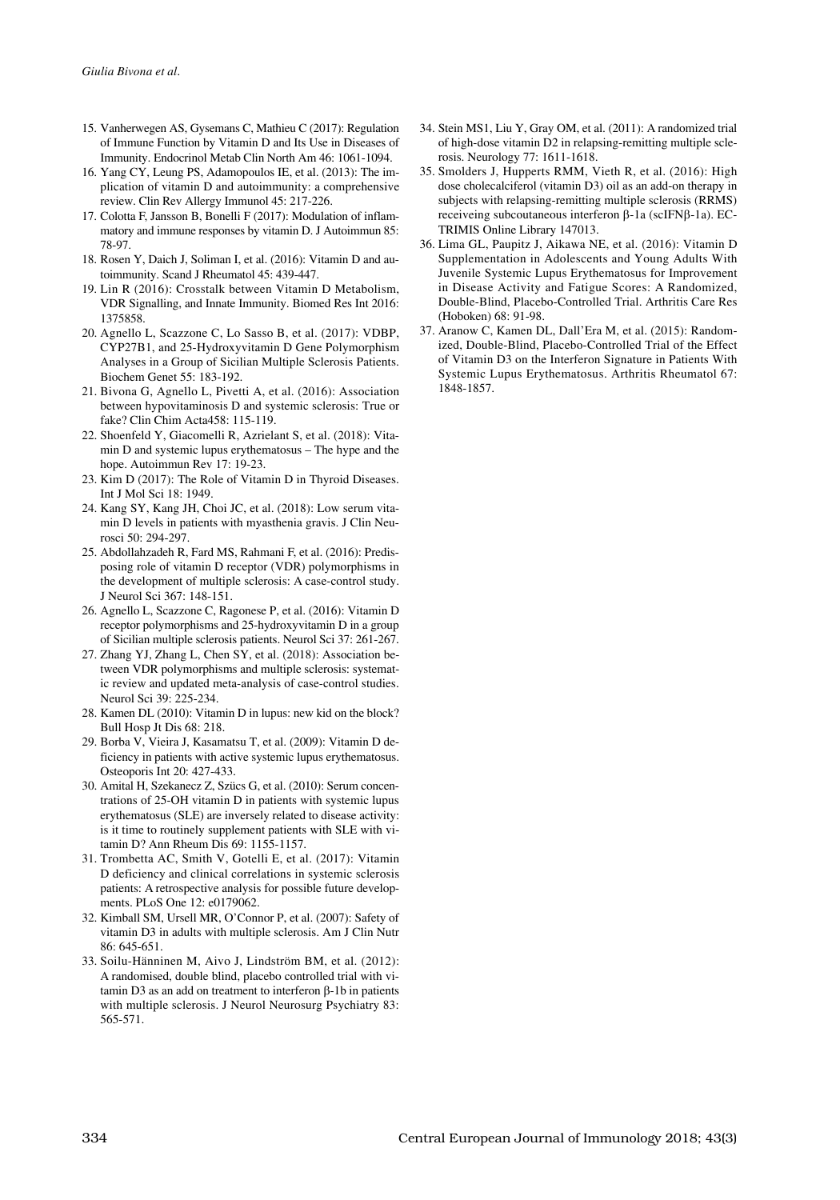15. Vanherwegen AS, Gysemans C, Mathieu C (2017): Regulation of Immune Function by Vitamin D and Its Use in Diseases of Immunity. Endocrinol Metab Clin North Am 46: 1061-1094.
16. Yang CY, Leung PS, Adamopoulos IE, et al. (2013): The implication of vitamin D and autoimmunity: a comprehensive review. Clin Rev Allergy Immunol 45: 217-226.
17. Colotta F, Jansson B, Bonelli F (2017): Modulation of inflammatory and immune responses by vitamin D. J Autoimmun 85: 78-97.
18. Rosen Y, Daich J, Soliman I, et al. (2016): Vitamin D and autoimmunity. Scand J Rheumatol 45: 439-447.
19. Lin R (2016): Crosstalk between Vitamin D Metabolism, VDR Signalling, and Innate Immunity. Biomed Res Int 2016: 1375858.
20. Agnello L, Scazzone C, Lo Sasso B, et al. (2017): VDBP, CYP27B1, and 25-Hydroxyvitamin D Gene Polymorphism Analyses in a Group of Sicilian Multiple Sclerosis Patients. Biochem Genet 55: 183-192.
21. Bivona G, Agnello L, Pivetti A, et al. (2016): Association between hypovitaminosis D and systemic sclerosis: True or fake? Clin Chim Acta458: 115-119.
22. Shoenfeld Y, Giacomelli R, Azrielant S, et al. (2018): Vitamin D and systemic lupus erythematosus – The hype and the hope. Autoimmun Rev 17: 19-23.
23. Kim D (2017): The Role of Vitamin D in Thyroid Diseases. Int J Mol Sci 18: 1949.
24. Kang SY, Kang JH, Choi JC, et al. (2018): Low serum vitamin D levels in patients with myasthenia gravis. J Clin Neurosci 50: 294-297.
25. Abdollahzadeh R, Fard MS, Rahmani F, et al. (2016): Predisposing role of vitamin D receptor (VDR) polymorphisms in the development of multiple sclerosis: A case-control study. J Neurol Sci 367: 148-151.
26. Agnello L, Scazzone C, Ragonese P, et al. (2016): Vitamin D receptor polymorphisms and 25-hydroxyvitamin D in a group of Sicilian multiple sclerosis patients. Neurol Sci 37: 261-267.
27. Zhang YJ, Zhang L, Chen SY, et al. (2018): Association between VDR polymorphisms and multiple sclerosis: systematic review and updated meta-analysis of case-control studies. Neurol Sci 39: 225-234.
28. Kamen DL (2010): Vitamin D in lupus: new kid on the block? Bull Hosp Jt Dis 68: 218.
29. Borba V, Vieira J, Kasamatsu T, et al. (2009): Vitamin D deficiency in patients with active systemic lupus erythematosus. Osteoporis Int 20: 427-433.
30. Amital H, Szekanecz Z, Szücs G, et al. (2010): Serum concentrations of 25-OH vitamin D in patients with systemic lupus erythematosus (SLE) are inversely related to disease activity: is it time to routinely supplement patients with SLE with vitamin D? Ann Rheum Dis 69: 1155-1157.
31. Trombetta AC, Smith V, Gotelli E, et al. (2017): Vitamin D deficiency and clinical correlations in systemic sclerosis patients: A retrospective analysis for possible future developments. PLoS One 12: e0179062.
32. Kimball SM, Ursell MR, O'Connor P, et al. (2007): Safety of vitamin D3 in adults with multiple sclerosis. Am J Clin Nutr 86: 645-651.
33. Soilu-Hänninen M, Aivo J, Lindström BM, et al. (2012): A randomised, double blind, placebo controlled trial with vitamin D3 as an add on treatment to interferon β-1b in patients with multiple sclerosis. J Neurol Neurosurg Psychiatry 83: 565-571.
34. Stein MS1, Liu Y, Gray OM, et al. (2011): A randomized trial of high-dose vitamin D2 in relapsing-remitting multiple sclerosis. Neurology 77: 1611-1618.
35. Smolders J, Hupperts RMM, Vieth R, et al. (2016): High dose cholecalciferol (vitamin D3) oil as an add-on therapy in subjects with relapsing-remitting multiple sclerosis (RRMS) receiveing subcoutaneous interferon β-1a (scIFNβ-1a). EC-TRIMIS Online Library 147013.
36. Lima GL, Paupitz J, Aikawa NE, et al. (2016): Vitamin D Supplementation in Adolescents and Young Adults With Juvenile Systemic Lupus Erythematosus for Improvement in Disease Activity and Fatigue Scores: A Randomized, Double-Blind, Placebo-Controlled Trial. Arthritis Care Res (Hoboken) 68: 91-98.
37. Aranow C, Kamen DL, Dall'Era M, et al. (2015): Randomized, Double-Blind, Placebo-Controlled Trial of the Effect of Vitamin D3 on the Interferon Signature in Patients With Systemic Lupus Erythematosus. Arthritis Rheumatol 67: 1848-1857.